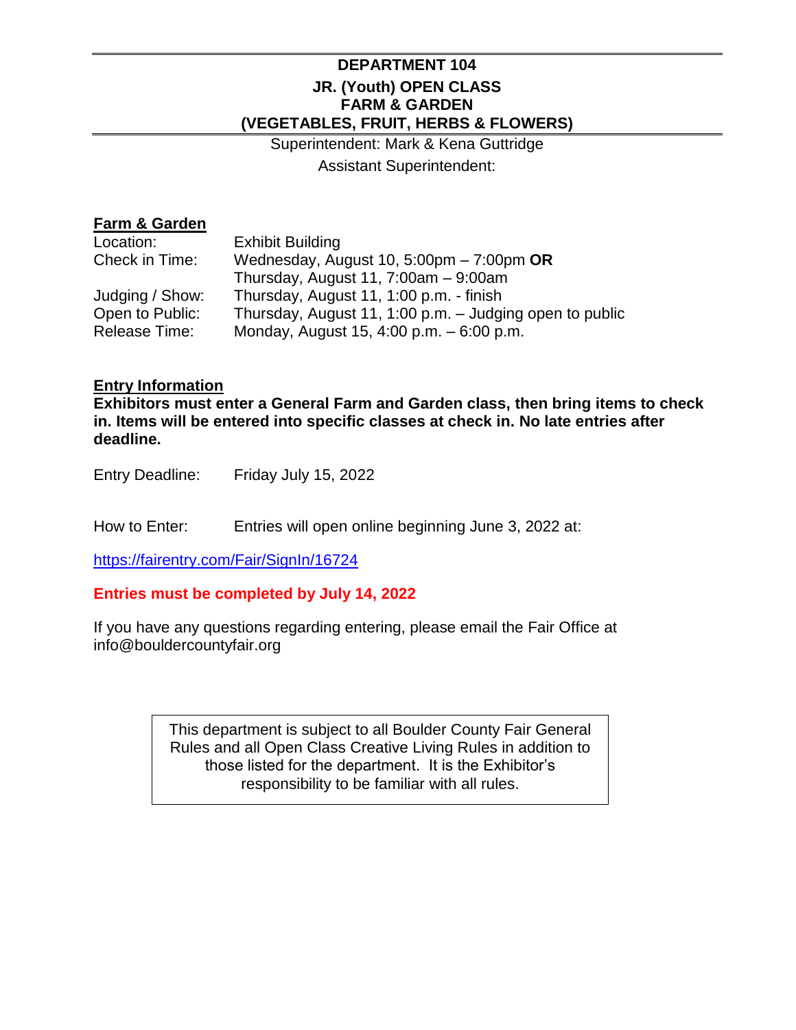# DEPARTMENT 104
## JR. (Youth) OPEN CLASS
## FARM & GARDEN
## (VEGETABLES, FRUIT, HERBS & FLOWERS)

Superintendent: Mark & Kena Guttridge

Assistant Superintendent:

### Farm & Garden

| | |
|---|---|
| Location: | Exhibit Building |
| Check in Time: | Wednesday, August 10, 5:00pm – 7:00pm **OR** Thursday, August 11, 7:00am – 9:00am |
| Judging / Show: | Thursday, August 11, 1:00 p.m. - finish |
| Open to Public: | Thursday, August 11, 1:00 p.m. – Judging open to public |
| Release Time: | Monday, August 15, 4:00 p.m. – 6:00 p.m. |

### Entry Information

**Exhibitors must enter a General Farm and Garden class, then bring items to check in. Items will be entered into specific classes at check in. No late entries after deadline.**

Entry Deadline: Friday July 15, 2022

How to Enter: Entries will open online beginning June 3, 2022 at:

https://fairentry.com/Fair/SignIn/16724

**Entries must be completed by July 14, 2022**

If you have any questions regarding entering, please email the Fair Office at info@bouldercountyfair.org

> This department is subject to all Boulder County Fair General Rules and all Open Class Creative Living Rules in addition to those listed for the department. It is the Exhibitor's responsibility to be familiar with all rules.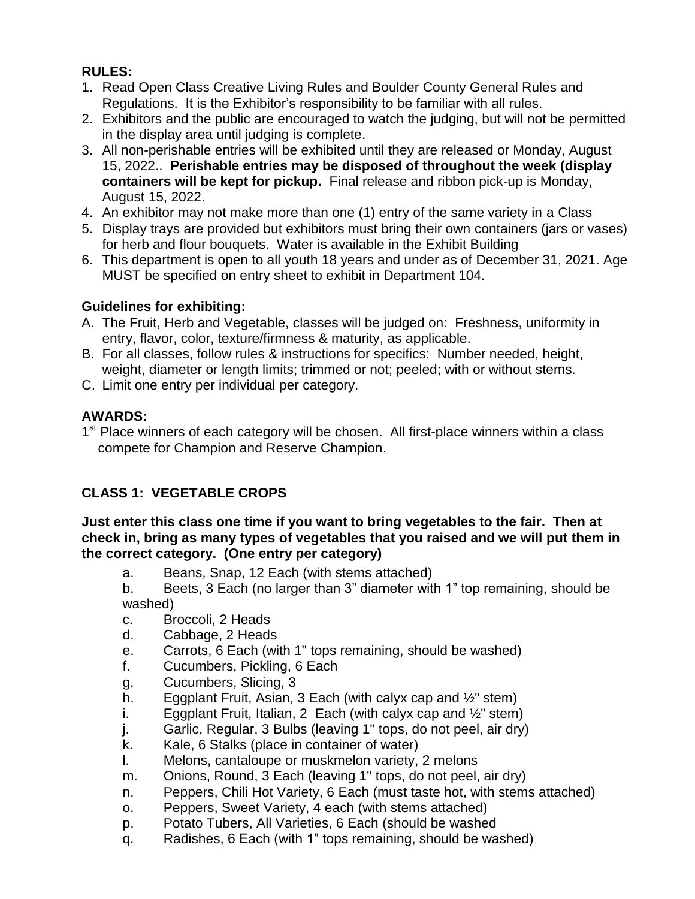**RULES:**

1. Read Open Class Creative Living Rules and Boulder County General Rules and Regulations. It is the Exhibitor's responsibility to be familiar with all rules.
2. Exhibitors and the public are encouraged to watch the judging, but will not be permitted in the display area until judging is complete.
3. All non-perishable entries will be exhibited until they are released or Monday, August 15, 2022.. **Perishable entries may be disposed of throughout the week (display containers will be kept for pickup.** Final release and ribbon pick-up is Monday, August 15, 2022.
4. An exhibitor may not make more than one (1) entry of the same variety in a Class
5. Display trays are provided but exhibitors must bring their own containers (jars or vases) for herb and flour bouquets. Water is available in the Exhibit Building
6. This department is open to all youth 18 years and under as of December 31, 2021. Age MUST be specified on entry sheet to exhibit in Department 104.

**Guidelines for exhibiting:**

A. The Fruit, Herb and Vegetable, classes will be judged on: Freshness, uniformity in entry, flavor, color, texture/firmness & maturity, as applicable.
B. For all classes, follow rules & instructions for specifics: Number needed, height, weight, diameter or length limits; trimmed or not; peeled; with or without stems.
C. Limit one entry per individual per category.

**AWARDS:**

1st Place winners of each category will be chosen. All first-place winners within a class compete for Champion and Reserve Champion.

**CLASS 1: VEGETABLE CROPS**

**Just enter this class one time if you want to bring vegetables to the fair. Then at check in, bring as many types of vegetables that you raised and we will put them in the correct category. (One entry per category)**

a. Beans, Snap, 12 Each (with stems attached)
b. Beets, 3 Each (no larger than 3" diameter with 1" top remaining, should be washed)
c. Broccoli, 2 Heads
d. Cabbage, 2 Heads
e. Carrots, 6 Each (with 1" tops remaining, should be washed)
f. Cucumbers, Pickling, 6 Each
g. Cucumbers, Slicing, 3
h. Eggplant Fruit, Asian, 3 Each (with calyx cap and ½" stem)
i. Eggplant Fruit, Italian, 2 Each (with calyx cap and ½" stem)
j. Garlic, Regular, 3 Bulbs (leaving 1" tops, do not peel, air dry)
k. Kale, 6 Stalks (place in container of water)
l. Melons, cantaloupe or muskmelon variety, 2 melons
m. Onions, Round, 3 Each (leaving 1" tops, do not peel, air dry)
n. Peppers, Chili Hot Variety, 6 Each (must taste hot, with stems attached)
o. Peppers, Sweet Variety, 4 each (with stems attached)
p. Potato Tubers, All Varieties, 6 Each (should be washed
q. Radishes, 6 Each (with 1" tops remaining, should be washed)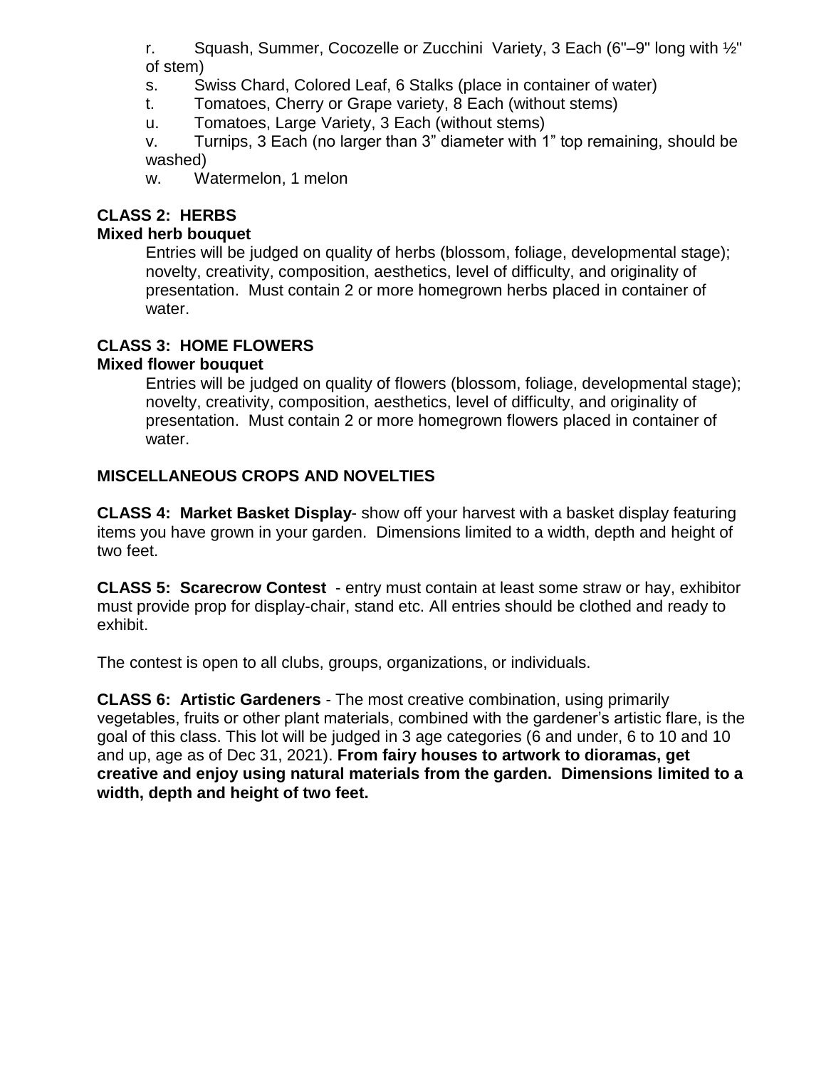r. Squash, Summer, Cocozelle or Zucchini Variety, 3 Each (6"–9" long with ½" of stem)

s. Swiss Chard, Colored Leaf, 6 Stalks (place in container of water)

t. Tomatoes, Cherry or Grape variety, 8 Each (without stems)

u. Tomatoes, Large Variety, 3 Each (without stems)

v. Turnips, 3 Each (no larger than 3" diameter with 1" top remaining, should be washed)

w. Watermelon, 1 melon

**CLASS 2: HERBS**

**Mixed herb bouquet**

Entries will be judged on quality of herbs (blossom, foliage, developmental stage); novelty, creativity, composition, aesthetics, level of difficulty, and originality of presentation. Must contain 2 or more homegrown herbs placed in container of water.

**CLASS 3: HOME FLOWERS**

**Mixed flower bouquet**

Entries will be judged on quality of flowers (blossom, foliage, developmental stage); novelty, creativity, composition, aesthetics, level of difficulty, and originality of presentation. Must contain 2 or more homegrown flowers placed in container of water.

**MISCELLANEOUS CROPS AND NOVELTIES**

**CLASS 4: Market Basket Display**- show off your harvest with a basket display featuring items you have grown in your garden. Dimensions limited to a width, depth and height of two feet.

**CLASS 5: Scarecrow Contest** - entry must contain at least some straw or hay, exhibitor must provide prop for display-chair, stand etc. All entries should be clothed and ready to exhibit.

The contest is open to all clubs, groups, organizations, or individuals.

**CLASS 6: Artistic Gardeners** - The most creative combination, using primarily vegetables, fruits or other plant materials, combined with the gardener's artistic flare, is the goal of this class. This lot will be judged in 3 age categories (6 and under, 6 to 10 and 10 and up, age as of Dec 31, 2021). **From fairy houses to artwork to dioramas, get creative and enjoy using natural materials from the garden. Dimensions limited to a width, depth and height of two feet.**